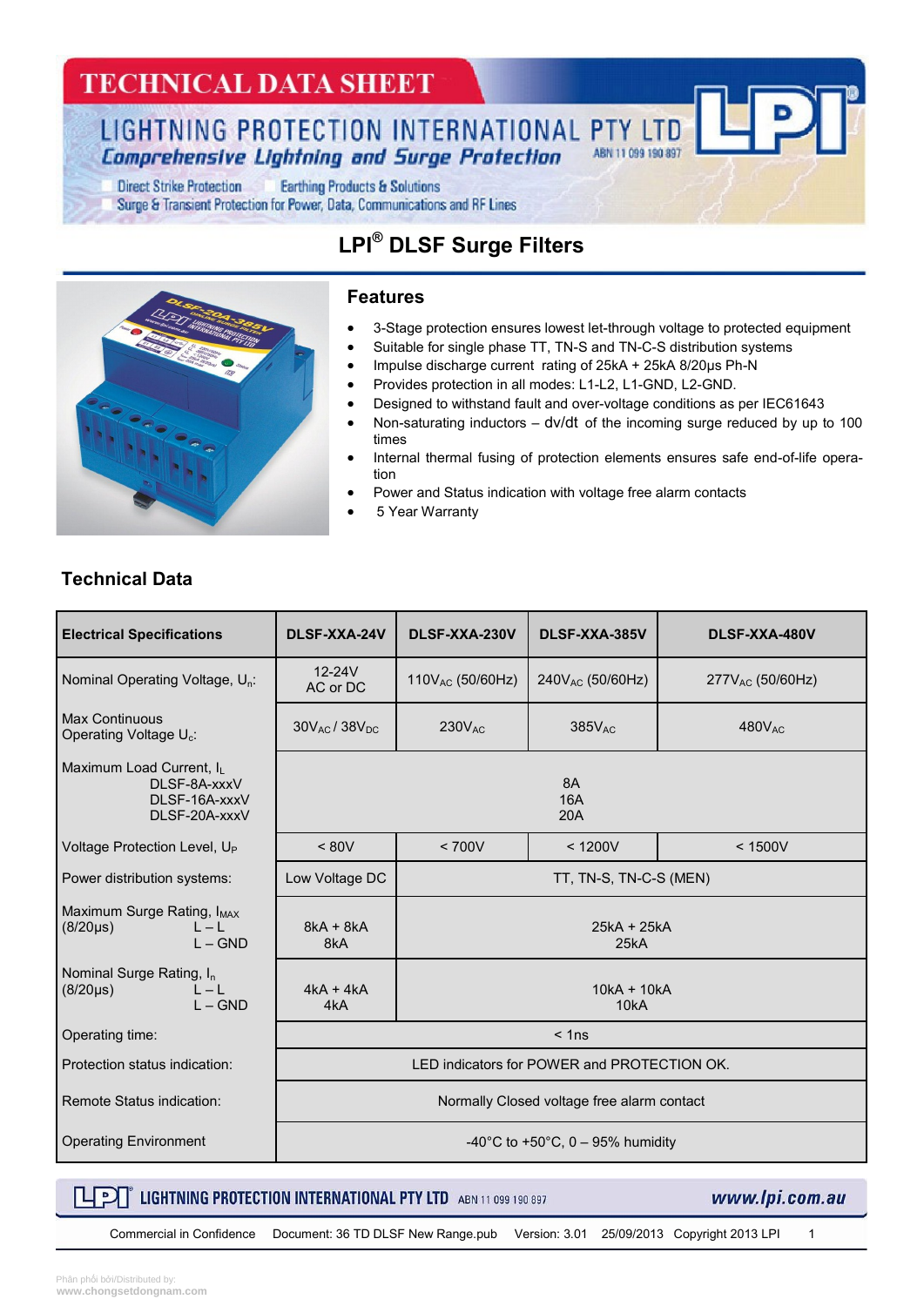# TECHNICAL DATA SHEET

LIGHTNING PROTECTION INTERNATIONAL PTY LTD

*Comprehensive Lightning and Surge Protection*

ABN 11 099 190 897

Direct Strike Protection    Earthing Products & Solutions

Surge & Transient Protection for Power, Data, Communications and RF Lines

## LPI® DLSF Surge Filters

### Features

- 3-Stage protection ensures lowest let-through voltage to protected equipment
- Suitable for single phase TT, TN-S and TN-C-S distribution systems
- Impulse discharge current rating of 25kA + 25kA 8/20µs Ph-N
- Provides protection in all modes: L1-L2, L1-GND, L2-GND.
- Designed to withstand fault and over-voltage conditions as per IEC61643
- Non-saturating inductors – dv/dt of the incoming surge reduced by up to 100 times
- Internal thermal fusing of protection elements ensures safe end-of-life operation
- Power and Status indication with voltage free alarm contacts
- 5 Year Warranty

## Technical Data

| Electrical Specifications | DLSF-XXA-24V | DLSF-XXA-230V | DLSF-XXA-385V | DLSF-XXA-480V |
|---|---|---|---|---|
| Nominal Operating Voltage, $U_n$: | 12-24V AC or DC | $110V_{AC}$ (50/60Hz) | $240V_{AC}$ (50/60Hz) | $277V_{AC}$ (50/60Hz) |
| Max Continuous Operating Voltage $U_c$: | $30V_{AC}$ / $38V_{DC}$ | $230V_{AC}$ | $385V_{AC}$ | $480V_{AC}$ |
| Maximum Load Current, $I_L$ DLSF-8A-xxxV DLSF-16A-xxxV DLSF-20A-xxxV | 8A 16A 20A | | | |
| Voltage Protection Level, $U_P$ | < 80V | < 700V | < 1200V | < 1500V |
| Power distribution systems: | Low Voltage DC | TT, TN-S, TN-C-S (MEN) | | |
| Maximum Surge Rating, $I_{MAX}$ (8/20µs) L – L, L – GND | 8kA + 8kA 8kA | 25kA + 25kA 25kA | | |
| Nominal Surge Rating, $I_n$ (8/20µs) L – L, L – GND | 4kA + 4kA 4kA | 10kA + 10kA 10kA | | |
| Operating time: | < 1ns | | | |
| Protection status indication: | LED indicators for POWER and PROTECTION OK. | | | |
| Remote Status indication: | Normally Closed voltage free alarm contact | | | |
| Operating Environment | -40°C to +50°C, 0 – 95% humidity | | | |

LIGHTNING PROTECTION INTERNATIONAL PTY LTD ABN 11 099 190 897    www.lpi.com.au

Commercial in Confidence    Document: 36 TD DLSF New Range.pub    Version: 3.01    25/09/2013    Copyright 2013 LPI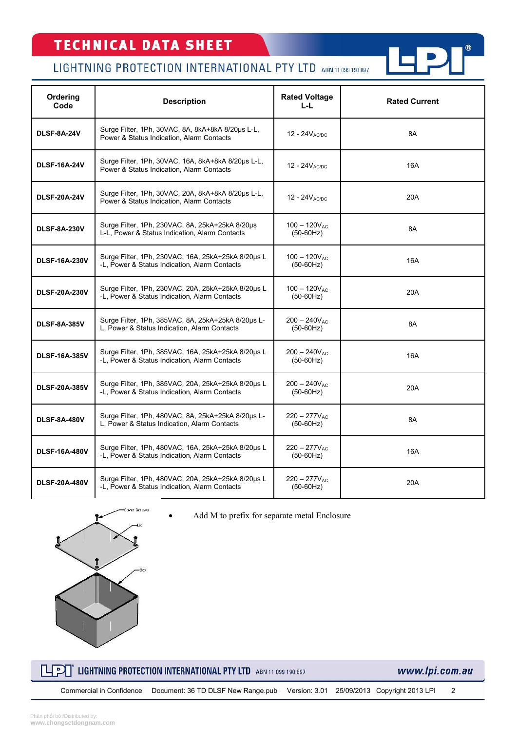| Ordering Code | Description | Rated Voltage L-L | Rated Current |
|---|---|---|---|
| DLSF-8A-24V | Surge Filter, 1Ph, 30VAC, 8A, 8kA+8kA 8/20μs L-L, Power & Status Indication, Alarm Contacts | 12 - $24V_{AC/DC}$ | 8A |
| DLSF-16A-24V | Surge Filter, 1Ph, 30VAC, 16A, 8kA+8kA 8/20μs L-L, Power & Status Indication, Alarm Contacts | 12 - $24V_{AC/DC}$ | 16A |
| DLSF-20A-24V | Surge Filter, 1Ph, 30VAC, 20A, 8kA+8kA 8/20μs L-L, Power & Status Indication, Alarm Contacts | 12 - $24V_{AC/DC}$ | 20A |
| DLSF-8A-230V | Surge Filter, 1Ph, 230VAC, 8A, 25kA+25kA 8/20μs L-L, Power & Status Indication, Alarm Contacts | 100 – $120V_{AC}$ (50-60Hz) | 8A |
| DLSF-16A-230V | Surge Filter, 1Ph, 230VAC, 16A, 25kA+25kA 8/20μs L -L, Power & Status Indication, Alarm Contacts | 100 – $120V_{AC}$ (50-60Hz) | 16A |
| DLSF-20A-230V | Surge Filter, 1Ph, 230VAC, 20A, 25kA+25kA 8/20μs L -L, Power & Status Indication, Alarm Contacts | 100 – $120V_{AC}$ (50-60Hz) | 20A |
| DLSF-8A-385V | Surge Filter, 1Ph, 385VAC, 8A, 25kA+25kA 8/20μs L-L, Power & Status Indication, Alarm Contacts | 200 – $240V_{AC}$ (50-60Hz) | 8A |
| DLSF-16A-385V | Surge Filter, 1Ph, 385VAC, 16A, 25kA+25kA 8/20μs L -L, Power & Status Indication, Alarm Contacts | 200 – $240V_{AC}$ (50-60Hz) | 16A |
| DLSF-20A-385V | Surge Filter, 1Ph, 385VAC, 20A, 25kA+25kA 8/20μs L -L, Power & Status Indication, Alarm Contacts | 200 – $240V_{AC}$ (50-60Hz) | 20A |
| DLSF-8A-480V | Surge Filter, 1Ph, 480VAC, 8A, 25kA+25kA 8/20μs L-L, Power & Status Indication, Alarm Contacts | 220 – $277V_{AC}$ (50-60Hz) | 8A |
| DLSF-16A-480V | Surge Filter, 1Ph, 480VAC, 16A, 25kA+25kA 8/20μs L -L, Power & Status Indication, Alarm Contacts | 220 – $277V_{AC}$ (50-60Hz) | 16A |
| DLSF-20A-480V | Surge Filter, 1Ph, 480VAC, 20A, 25kA+25kA 8/20μs L -L, Power & Status Indication, Alarm Contacts | 220 – $277V_{AC}$ (50-60Hz) | 20A |

Cover Screws

Lid

Box

- Add M to prefix for separate metal Enclosure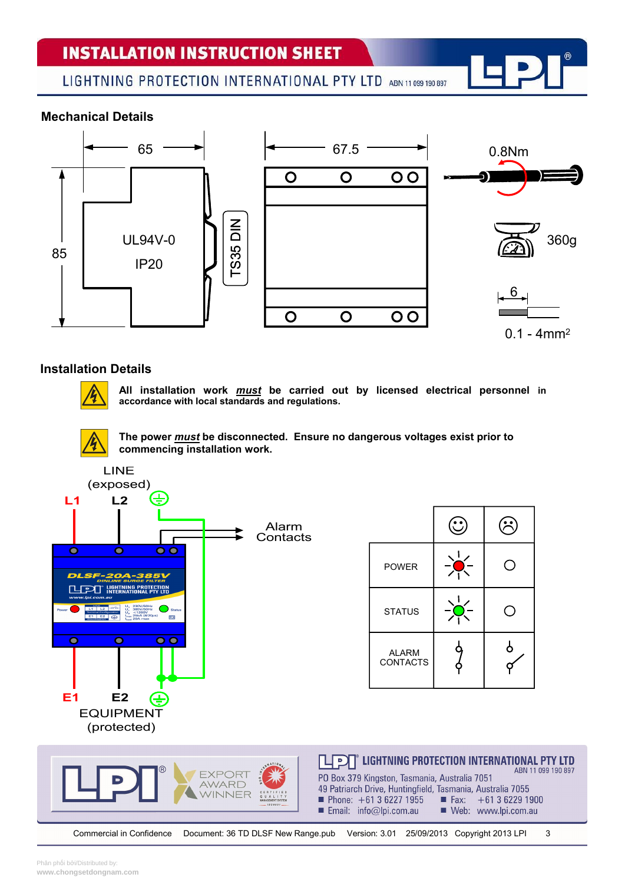# INSTALLATION INSTRUCTION SHEET

LIGHTNING PROTECTION INTERNATIONAL PTY LTD ABN 11 099 190 897

## Mechanical Details

65

85

UL94V-0

IP20

TS35 DIN

67.5

0.8Nm

360g

6

0.1 - 4mm²

## Installation Details

**All installation work *must* be carried out by licensed electrical personnel in accordance with local standards and regulations.**

**The power *must* be disconnected. Ensure no dangerous voltages exist prior to commencing installation work.**

LINE (exposed)

L1 L2

Alarm Contacts

DLSF-20A-385V

E1 E2

EQUIPMENT (protected)

| | ☺ | ☹ |
|---|---|---|
| POWER | | |
| STATUS | | |
| ALARM CONTACTS | | |

LIGHTNING PROTECTION INTERNATIONAL PTY LTD
ABN 11 099 190 897
PO Box 379 Kingston, Tasmania, Australia 7051
49 Patriarch Drive, Huntingfield, Tasmania, Australia 7055
■ Phone: +61 3 6227 1955 ■ Fax: +61 3 6229 1900
■ Email: info@lpi.com.au ■ Web: www.lpi.com.au

Commercial in Confidence Document: 36 TD DLSF New Range.pub Version: 3.01 25/09/2013 Copyright 2013 LPI

Phân phối bởi/Distributed by:
www.chongsetdongnam.com